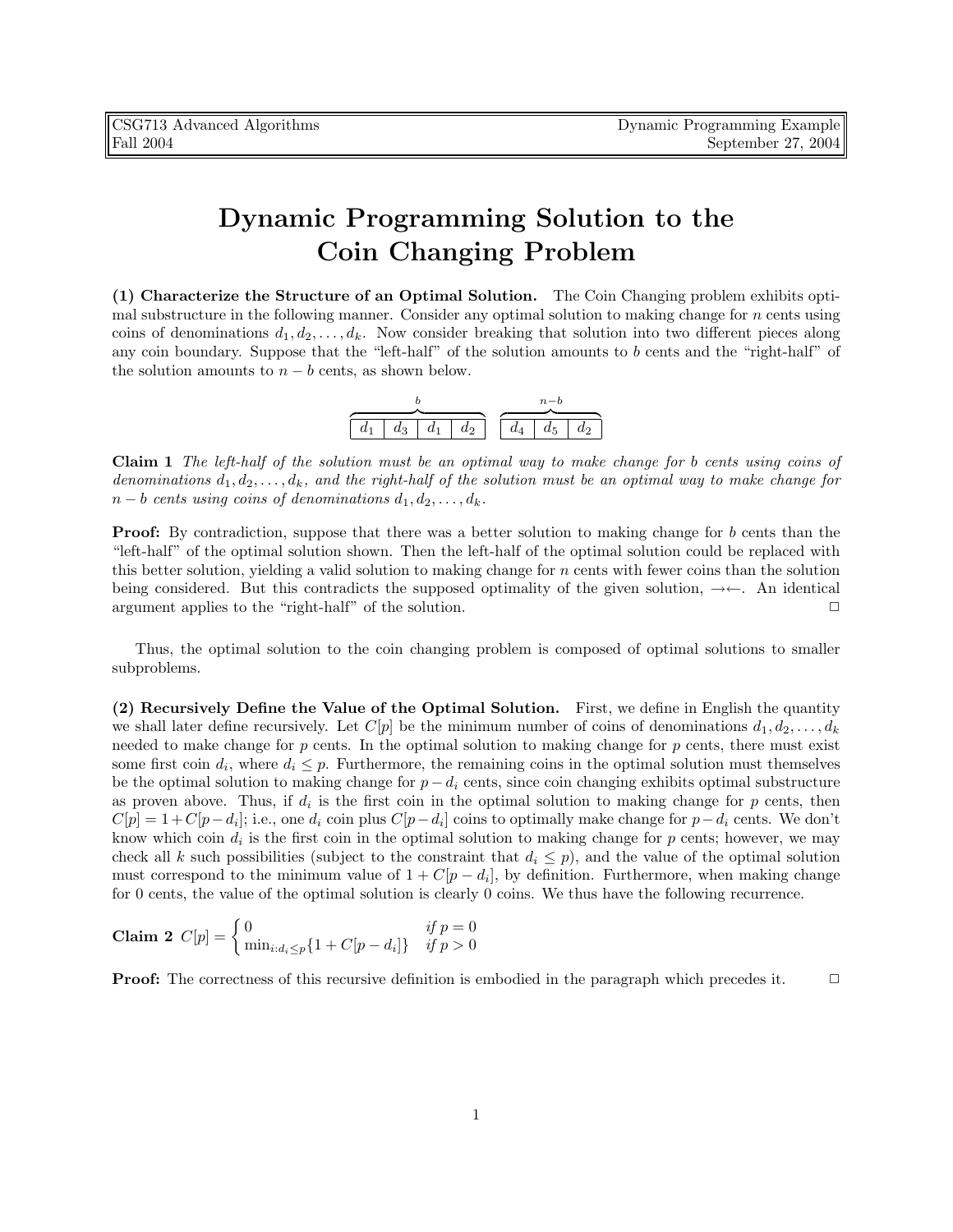# Dynamic Programming Solution to the Coin Changing Problem

**(1) Characterize the Structure of an Optimal Solution.** The Coin Changing problem exhibits optimal substructure in the following manner. Consider any optimal solution to making change for $n$ cents using coins of denominations $d_1, d_2, \ldots, d_k$. Now consider breaking that solution into two different pieces along any coin boundary. Suppose that the "left-half" of the solution amounts to $b$ cents and the "right-half" of the solution amounts to $n - b$ cents, as shown below.

$$\overbrace{\boxed{d_1 \mid d_3 \mid d_1 \mid d_2}}^{b} \quad \overbrace{\boxed{d_4 \mid d_5 \mid d_2}}^{n-b}$$

**Claim 1** *The left-half of the solution must be an optimal way to make change for $b$ cents using coins of denominations $d_1, d_2, \ldots, d_k$, and the right-half of the solution must be an optimal way to make change for $n - b$ cents using coins of denominations $d_1, d_2, \ldots, d_k$.*

**Proof:** By contradiction, suppose that there was a better solution to making change for $b$ cents than the "left-half" of the optimal solution shown. Then the left-half of the optimal solution could be replaced with this better solution, yielding a valid solution to making change for $n$ cents with fewer coins than the solution being considered. But this contradicts the supposed optimality of the given solution, $\rightarrow\leftarrow$. An identical argument applies to the "right-half" of the solution. $\Box$

Thus, the optimal solution to the coin changing problem is composed of optimal solutions to smaller subproblems.

**(2) Recursively Define the Value of the Optimal Solution.** First, we define in English the quantity we shall later define recursively. Let $C[p]$ be the minimum number of coins of denominations $d_1, d_2, \ldots, d_k$ needed to make change for $p$ cents. In the optimal solution to making change for $p$ cents, there must exist some first coin $d_i$, where $d_i \leq p$. Furthermore, the remaining coins in the optimal solution must themselves be the optimal solution to making change for $p - d_i$ cents, since coin changing exhibits optimal substructure as proven above. Thus, if $d_i$ is the first coin in the optimal solution to making change for $p$ cents, then $C[p] = 1 + C[p - d_i]$; i.e., one $d_i$ coin plus $C[p - d_i]$ coins to optimally make change for $p - d_i$ cents. We don't know which coin $d_i$ is the first coin in the optimal solution to making change for $p$ cents; however, we may check all $k$ such possibilities (subject to the constraint that $d_i \leq p$), and the value of the optimal solution must correspond to the minimum value of $1 + C[p - d_i]$, by definition. Furthermore, when making change for 0 cents, the value of the optimal solution is clearly 0 coins. We thus have the following recurrence.

**Claim 2**
$$C[p] = \begin{cases} 0 & \text{if } p = 0 \\ \min_{i:d_i \leq p} \{1 + C[p - d_i]\} & \text{if } p > 0 \end{cases}$$

**Proof:** The correctness of this recursive definition is embodied in the paragraph which precedes it. $\Box$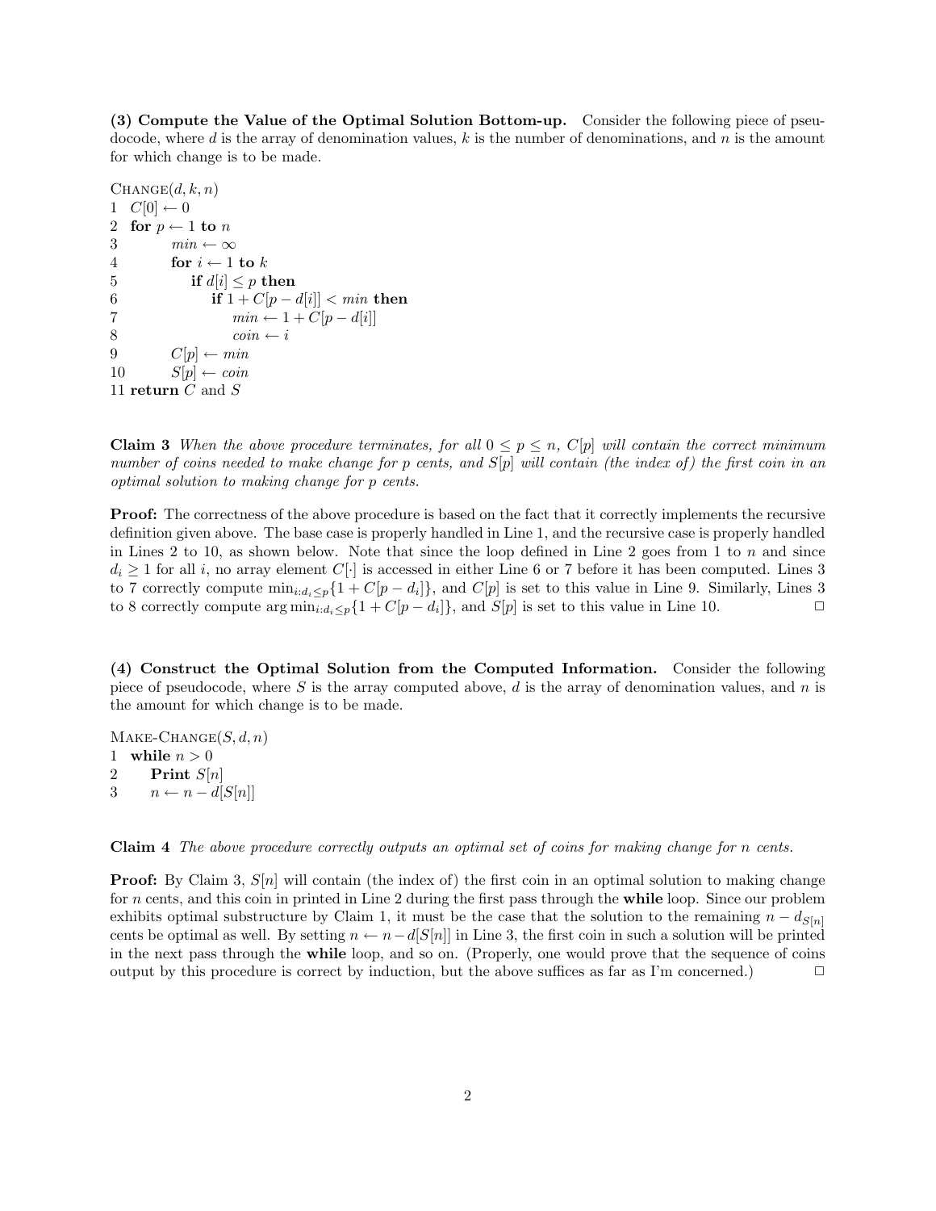**(3) Compute the Value of the Optimal Solution Bottom-up.** Consider the following piece of pseudocode, where $d$ is the array of denomination values, $k$ is the number of denominations, and $n$ is the amount for which change is to be made.

```
CHANGE(d, k, n)
1  C[0] ← 0
2  for p ← 1 to n
3      min ← ∞
4      for i ← 1 to k
5          if d[i] ≤ p then
6              if 1 + C[p − d[i]] < min then
7                  min ← 1 + C[p − d[i]]
8                  coin ← i
9      C[p] ← min
10     S[p] ← coin
11 return C and S
```

**Claim 3** *When the above procedure terminates, for all $0 \leq p \leq n$, $C[p]$ will contain the correct minimum number of coins needed to make change for $p$ cents, and $S[p]$ will contain (the index of) the first coin in an optimal solution to making change for $p$ cents.*

**Proof:** The correctness of the above procedure is based on the fact that it correctly implements the recursive definition given above. The base case is properly handled in Line 1, and the recursive case is properly handled in Lines 2 to 10, as shown below. Note that since the loop defined in Line 2 goes from 1 to $n$ and since $d_i \geq 1$ for all $i$, no array element $C[\cdot]$ is accessed in either Line 6 or 7 before it has been computed. Lines 3 to 7 correctly compute $\min_{i:d_i \leq p}\{1 + C[p - d_i]\}$, and $C[p]$ is set to this value in Line 9. Similarly, Lines 3 to 8 correctly compute $\arg\min_{i:d_i \leq p}\{1 + C[p - d_i]\}$, and $S[p]$ is set to this value in Line 10. □

**(4) Construct the Optimal Solution from the Computed Information.** Consider the following piece of pseudocode, where $S$ is the array computed above, $d$ is the array of denomination values, and $n$ is the amount for which change is to be made.

```
MAKE-CHANGE(S, d, n)
1  while n > 0
2      Print S[n]
3      n ← n − d[S[n]]
```

**Claim 4** *The above procedure correctly outputs an optimal set of coins for making change for $n$ cents.*

**Proof:** By Claim 3, $S[n]$ will contain (the index of) the first coin in an optimal solution to making change for $n$ cents, and this coin in printed in Line 2 during the first pass through the **while** loop. Since our problem exhibits optimal substructure by Claim 1, it must be the case that the solution to the remaining $n - d_{S[n]}$ cents be optimal as well. By setting $n \leftarrow n - d[S[n]]$ in Line 3, the first coin in such a solution will be printed in the next pass through the **while** loop, and so on. (Properly, one would prove that the sequence of coins output by this procedure is correct by induction, but the above suffices as far as I'm concerned.) □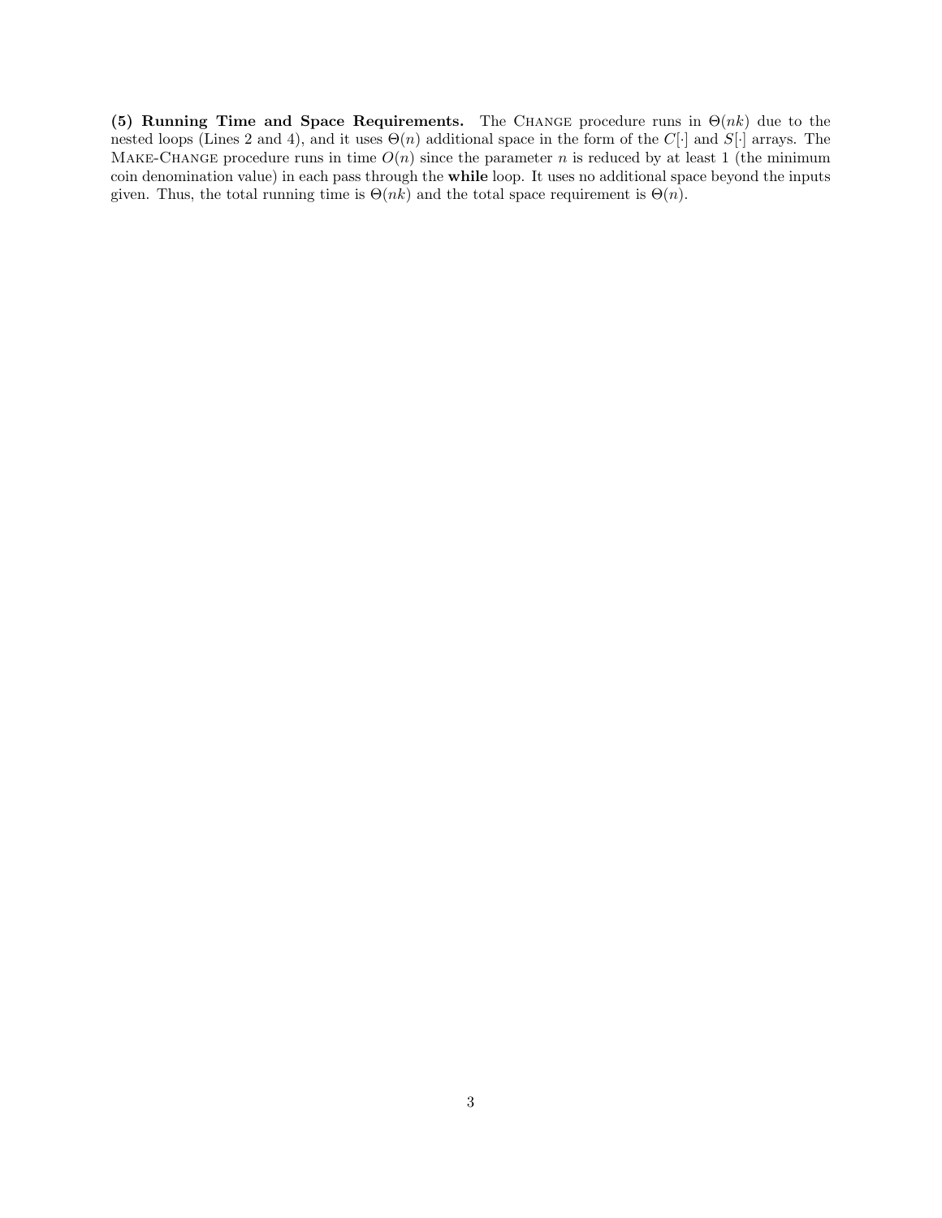**(5) Running Time and Space Requirements.** The Change procedure runs in $\Theta(nk)$ due to the nested loops (Lines 2 and 4), and it uses $\Theta(n)$ additional space in the form of the $C[\cdot]$ and $S[\cdot]$ arrays. The Make-Change procedure runs in time $O(n)$ since the parameter $n$ is reduced by at least 1 (the minimum coin denomination value) in each pass through the **while** loop. It uses no additional space beyond the inputs given. Thus, the total running time is $\Theta(nk)$ and the total space requirement is $\Theta(n)$.